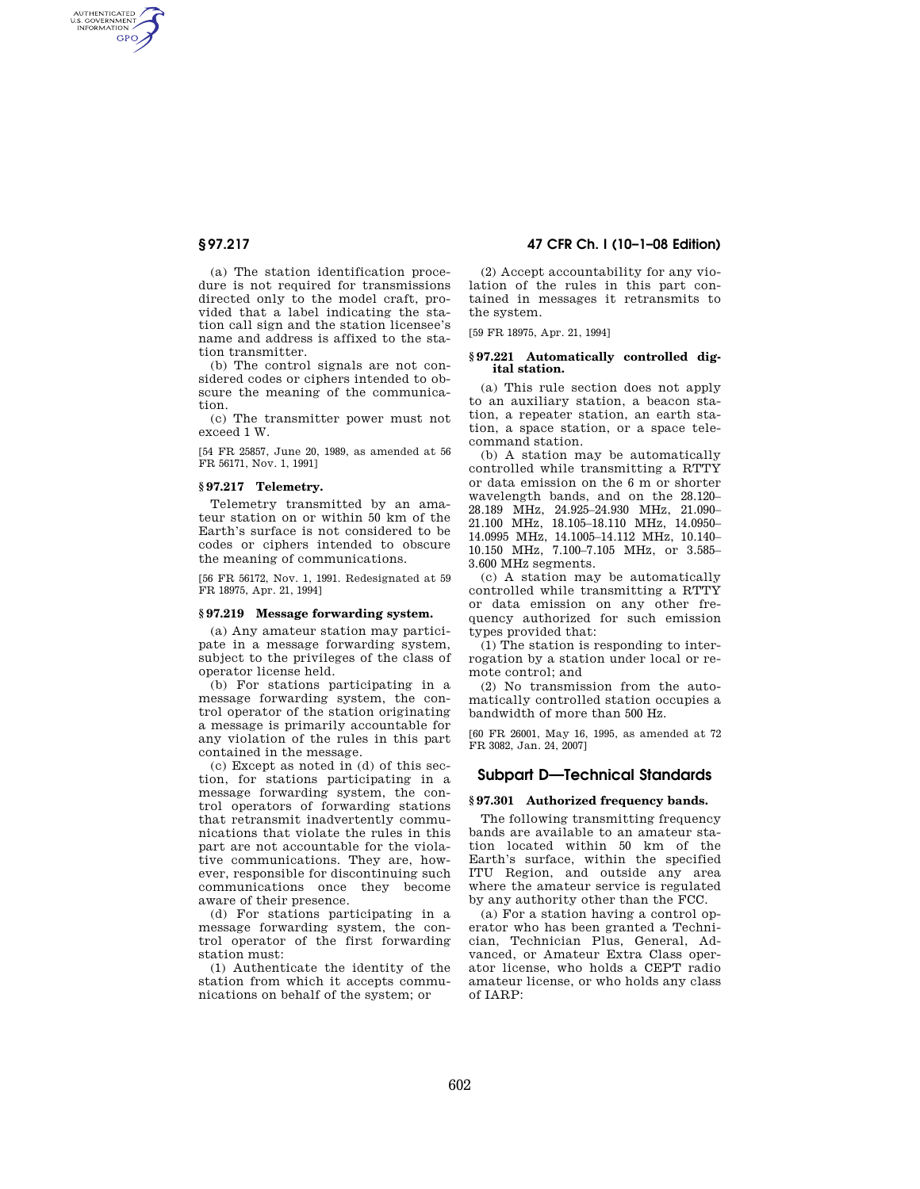(a) The station identification procedure is not required for transmissions directed only to the model craft, provided that a label indicating the station call sign and the station licensee's name and address is affixed to the station transmitter.

(b) The control signals are not considered codes or ciphers intended to obscure the meaning of the communication.

(c) The transmitter power must not exceed 1 W.

[54 FR 25857, June 20, 1989, as amended at 56 FR 56171, Nov. 1, 1991]

### § 97.217 Telemetry.

Telemetry transmitted by an amateur station on or within 50 km of the Earth's surface is not considered to be codes or ciphers intended to obscure the meaning of communications.

[56 FR 56172, Nov. 1, 1991. Redesignated at 59 FR 18975, Apr. 21, 1994]

### § 97.219 Message forwarding system.

(a) Any amateur station may participate in a message forwarding system, subject to the privileges of the class of operator license held.

(b) For stations participating in a message forwarding system, the control operator of the station originating a message is primarily accountable for any violation of the rules in this part contained in the message.

(c) Except as noted in (d) of this section, for stations participating in a message forwarding system, the control operators of forwarding stations that retransmit inadvertently communications that violate the rules in this part are not accountable for the violative communications. They are, however, responsible for discontinuing such communications once they become aware of their presence.

(d) For stations participating in a message forwarding system, the control operator of the first forwarding station must:

(1) Authenticate the identity of the station from which it accepts communications on behalf of the system; or

(2) Accept accountability for any violation of the rules in this part contained in messages it retransmits to the system.

[59 FR 18975, Apr. 21, 1994]

### § 97.221 Automatically controlled digital station.

(a) This rule section does not apply to an auxiliary station, a beacon station, a repeater station, an earth station, a space station, or a space telecommand station.

(b) A station may be automatically controlled while transmitting a RTTY or data emission on the 6 m or shorter wavelength bands, and on the 28.120–28.189 MHz, 24.925–24.930 MHz, 21.090–21.100 MHz, 18.105–18.110 MHz, 14.0950–14.0995 MHz, 14.1005–14.112 MHz, 10.140–10.150 MHz, 7.100–7.105 MHz, or 3.585–3.600 MHz segments.

(c) A station may be automatically controlled while transmitting a RTTY or data emission on any other frequency authorized for such emission types provided that:

(1) The station is responding to interrogation by a station under local or remote control; and

(2) No transmission from the automatically controlled station occupies a bandwidth of more than 500 Hz.

[60 FR 26001, May 16, 1995, as amended at 72 FR 3082, Jan. 24, 2007]

## Subpart D—Technical Standards

### § 97.301 Authorized frequency bands.

The following transmitting frequency bands are available to an amateur station located within 50 km of the Earth's surface, within the specified ITU Region, and outside any area where the amateur service is regulated by any authority other than the FCC.

(a) For a station having a control operator who has been granted a Technician, Technician Plus, General, Advanced, or Amateur Extra Class operator license, who holds a CEPT radio amateur license, or who holds any class of IARP: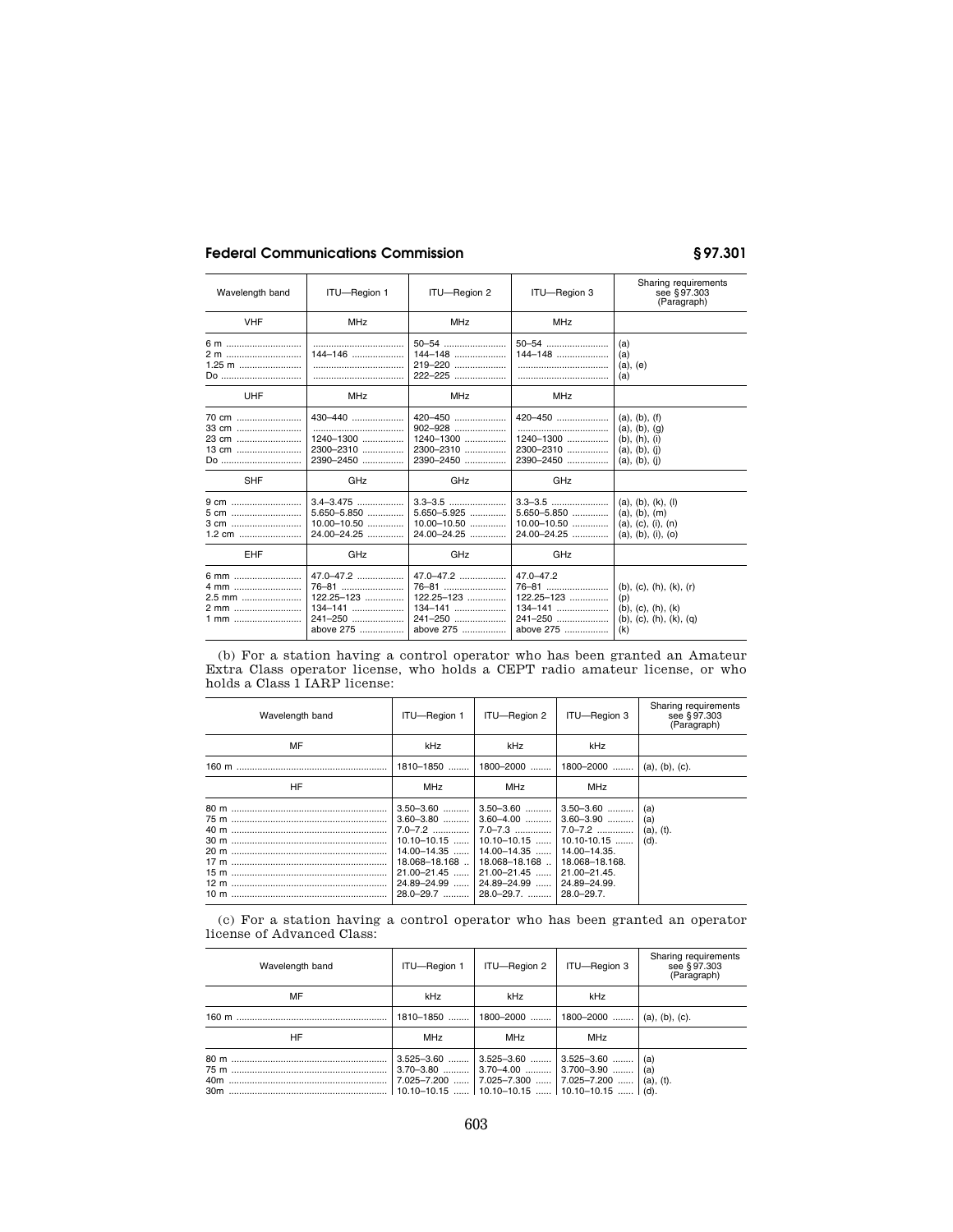| Wavelength band | ITU—Region 1 | ITU—Region 2 | ITU—Region 3 | Sharing requirements see § 97.303 (Paragraph) |
|---|---|---|---|---|
| VHF | MHz | MHz | MHz | |
| 6 m | | 50–54 | 50–54 | (a) |
| 2 m | 144–146 | 144–148 | 144–148 | (a) |
| 1.25 m | | 219–220 | | (a), (e) |
| Do | | 222–225 | | (a) |
| UHF | MHz | MHz | MHz | |
| 70 cm | 430–440 | 420–450 | 420–450 | (a), (b), (f) |
| 33 cm | | 902–928 | | (a), (b), (g) |
| 23 cm | 1240–1300 | 1240–1300 | 1240–1300 | (b), (h), (i) |
| 13 cm | 2300–2310 | 2300–2310 | 2300–2310 | (a), (b), (j) |
| Do | 2390–2450 | 2390–2450 | 2390–2450 | (a), (b), (j) |
| SHF | GHz | GHz | GHz | |
| 9 cm | 3.4–3.475 | 3.3–3.5 | 3.3–3.5 | (a), (b), (k), (l) |
| 5 cm | 5.650–5.850 | 5.650–5.925 | 5.650–5.850 | (a), (b), (m) |
| 3 cm | 10.00–10.50 | 10.00–10.50 | 10.00–10.50 | (a), (c), (i), (n) |
| 1.2 cm | 24.00–24.25 | 24.00–24.25 | 24.00–24.25 | (a), (b), (i), (o) |
| EHF | GHz | GHz | GHz | |
| 6 mm | 47.0–47.2 | 47.0–47.2 | 47.0–47.2 | |
| 4 mm | 76–81 | 76–81 | 76–81 | (b), (c), (h), (k), (r) |
| 2.5 mm | 122.25–123 | 122.25–123 | 122.25–123 | (p) |
| 2 mm | 134–141 | 134–141 | 134–141 | (b), (c), (h), (k) |
| 1 mm | 241–250 | 241–250 | 241–250 | (b), (c), (h), (k), (q) |
| | above 275 | above 275 | above 275 | (k) |

(b) For a station having a control operator who has been granted an Amateur Extra Class operator license, who holds a CEPT radio amateur license, or who holds a Class 1 IARP license:

| Wavelength band | ITU—Region 1 | ITU—Region 2 | ITU—Region 3 | Sharing requirements see § 97.303 (Paragraph) |
|---|---|---|---|---|
| MF | kHz | kHz | kHz | |
| 160 m | 1810–1850 | 1800–2000 | 1800–2000 | (a), (b), (c). |
| HF | MHz | MHz | MHz | |
| 80 m | 3.50–3.60 | 3.50–3.60 | 3.50–3.60 | (a) |
| 75 m | 3.60–3.80 | 3.60–4.00 | 3.60–3.90 | (a) |
| 40 m | 7.0–7.2 | 7.0–7.3 | 7.0–7.2 | (a), (t). |
| 30 m | 10.10–10.15 | 10.10–10.15 | 10.10–10.15 | (d). |
| 20 m | 14.00–14.35 | 14.00–14.35 | 14.00–14.35. | |
| 17 m | 18.068–18.168 | 18.068–18.168 | 18.068–18.168. | |
| 15 m | 21.00–21.45 | 21.00–21.45 | 21.00–21.45. | |
| 12 m | 24.89–24.99 | 24.89–24.99 | 24.89–24.99. | |
| 10 m | 28.0–29.7 | 28.0–29.7. | 28.0–29.7. | |

(c) For a station having a control operator who has been granted an operator license of Advanced Class:

| Wavelength band | ITU—Region 1 | ITU—Region 2 | ITU—Region 3 | Sharing requirements see § 97.303 (Paragraph) |
|---|---|---|---|---|
| MF | kHz | kHz | kHz | |
| 160 m | 1810–1850 | 1800–2000 | 1800–2000 | (a), (b), (c). |
| HF | MHz | MHz | MHz | |
| 80 m | 3.525–3.60 | 3.525–3.60 | 3.525–3.60 | (a) |
| 75 m | 3.70–3.80 | 3.70–4.00 | 3.700–3.90 | (a) |
| 40m | 7.025–7.200 | 7.025–7.300 | 7.025–7.200 | (a), (t). |
| 30m | 10.10–10.15 | 10.10–10.15 | 10.10–10.15 | (d). |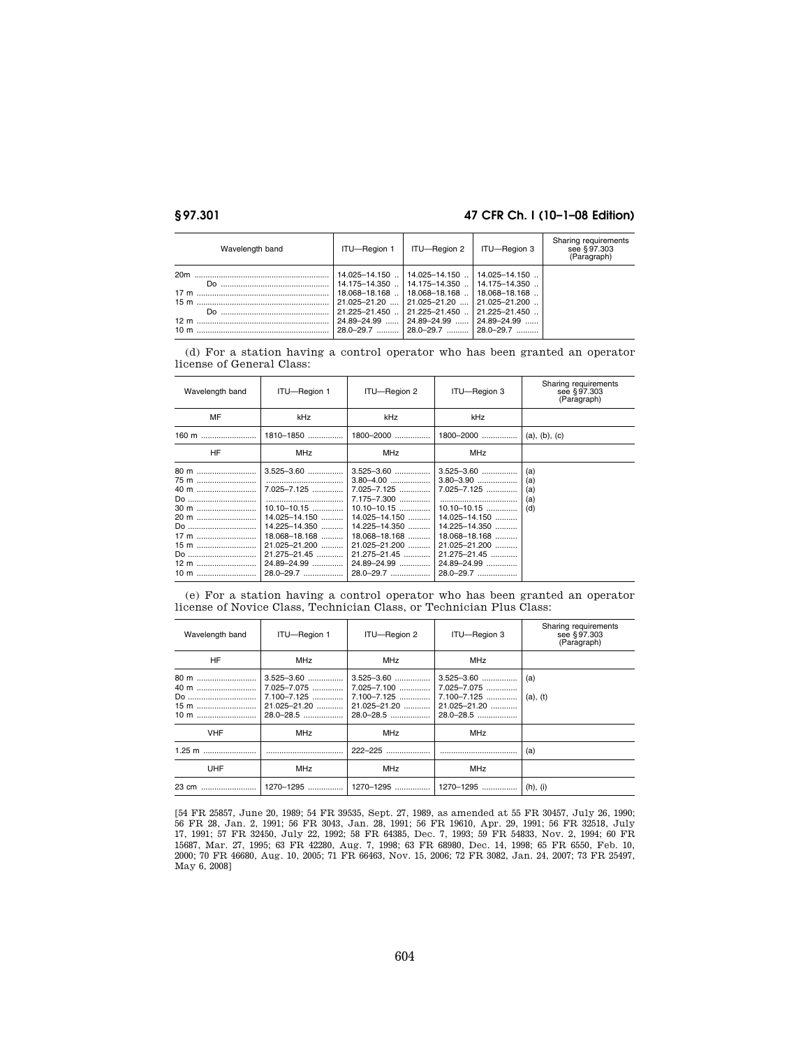| Wavelength band | ITU—Region 1 | ITU—Region 2 | ITU—Region 3 | Sharing requirements see §97.303 (Paragraph) |
|---|---|---|---|---|
| 20m | 14.025–14.150 | 14.025–14.150 | 14.025–14.150 | |
| Do | 14.175–14.350 | 14.175–14.350 | 14.175–14.350 | |
| 17 m | 18.068–18.168 | 18.068–18.168 | 18.068–18.168 | |
| 15 m | 21.025–21.20 | 21.025–21.20 | 21.025–21.200 | |
| Do | 21.225–21.450 | 21.225–21.450 | 21.225–21.450 | |
| 12 m | 24.89–24.99 | 24.89–24.99 | 24.89–24.99 | |
| 10 m | 28.0–29.7 | 28.0–29.7 | 28.0–29.7 | |

(d) For a station having a control operator who has been granted an operator license of General Class:

| Wavelength band | ITU—Region 1 | ITU—Region 2 | ITU—Region 3 | Sharing requirements see §97.303 (Paragraph) |
|---|---|---|---|---|
| MF | kHz | kHz | kHz | |
| 160 m | 1810–1850 | 1800–2000 | 1800–2000 | (a), (b), (c) |
| HF | MHz | MHz | MHz | |
| 80 m | 3.525–3.60 | 3.525–3.60 | 3.525–3.60 | (a) |
| 75 m | | 3.80–4.00 | 3.80–3.90 | (a) |
| 40 m | 7.025–7.125 | 7.025–7.125 | 7.025–7.125 | (a) |
| Do | | 7.175–7.300 | | (a) |
| 30 m | 10.10–10.15 | 10.10–10.15 | 10.10–10.15 | (d) |
| 20 m | 14.025–14.150 | 14.025–14.150 | 14.025–14.150 | |
| Do | 14.225–14.350 | 14.225–14.350 | 14.225–14.350 | |
| 17 m | 18.068–18.168 | 18.068–18.168 | 18.068–18.168 | |
| 15 m | 21.025–21.200 | 21.025–21.200 | 21.025–21.200 | |
| Do | 21.275–21.45 | 21.275–21.45 | 21.275–21.45 | |
| 12 m | 24.89–24.99 | 24.89–24.99 | 24.89–24.99 | |
| 10 m | 28.0–29.7 | 28.0–29.7 | 28.0–29.7 | |

(e) For a station having a control operator who has been granted an operator license of Novice Class, Technician Class, or Technician Plus Class:

| Wavelength band | ITU—Region 1 | ITU—Region 2 | ITU—Region 3 | Sharing requirements see §97.303 (Paragraph) |
|---|---|---|---|---|
| HF | MHz | MHz | MHz | |
| 80 m | 3.525–3.60 | 3.525–3.60 | 3.525–3.60 | (a) |
| 40 m | 7.025–7.075 | 7.025–7.100 | 7.025–7.075 | |
| Do | 7.100–7.125 | 7.100–7.125 | 7.100–7.125 | (a), (t) |
| 15 m | 21.025–21.20 | 21.025–21.20 | 21.025–21.20 | |
| 10 m | 28.0–28.5 | 28.0–28.5 | 28.0–28.5 | |
| VHF | MHz | MHz | MHz | |
| 1.25 m | | 222–225 | | (a) |
| UHF | MHz | MHz | MHz | |
| 23 cm | 1270–1295 | 1270–1295 | 1270–1295 | (h), (i) |

[54 FR 25857, June 20, 1989; 54 FR 39535, Sept. 27, 1989, as amended at 55 FR 30457, July 26, 1990; 56 FR 28, Jan. 2, 1991; 56 FR 3043, Jan. 28, 1991; 56 FR 19610, Apr. 29, 1991; 56 FR 32518, July 17, 1991; 57 FR 32450, July 22, 1992; 58 FR 64385, Dec. 7, 1993; 59 FR 54833, Nov. 2, 1994; 60 FR 15687, Mar. 27, 1995; 63 FR 42280, Aug. 7, 1998; 63 FR 68980, Dec. 14, 1998; 65 FR 6550, Feb. 10, 2000; 70 FR 46680, Aug. 10, 2005; 71 FR 66463, Nov. 15, 2006; 72 FR 3082, Jan. 24, 2007; 73 FR 25497, May 6, 2008]